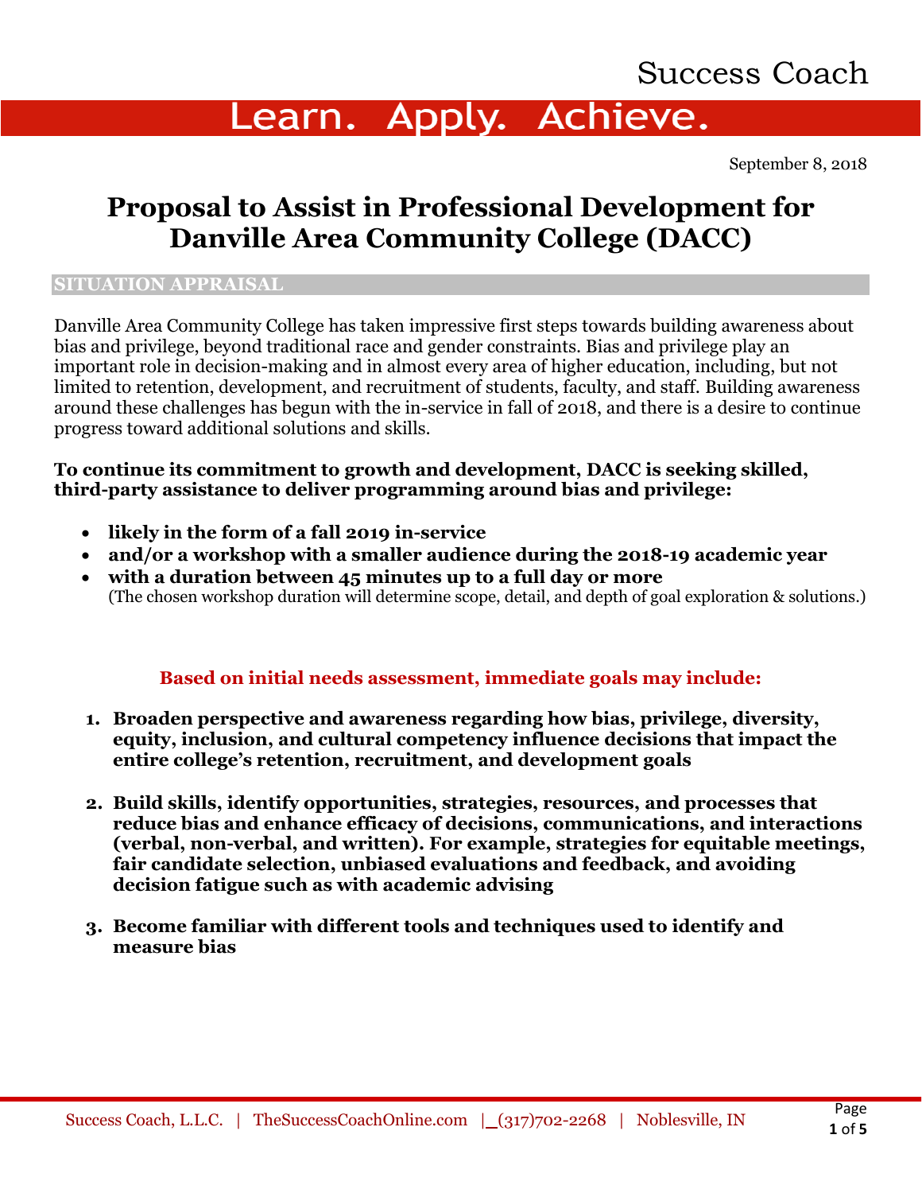Success Coach

**Learn. Apply. Achieve.**

September 8, 2018

# Proposal to Assist in Professional Development for Danville Area Community College (DACC)

## SITUATION APPRAISAL

Danville Area Community College has taken impressive first steps towards building awareness about bias and privilege, beyond traditional race and gender constraints. Bias and privilege play an important role in decision-making and in almost every area of higher education, including, but not limited to retention, development, and recruitment of students, faculty, and staff. Building awareness around these challenges has begun with the in-service in fall of 2018, and there is a desire to continue progress toward additional solutions and skills.

**To continue its commitment to growth and development, DACC is seeking skilled, third-party assistance to deliver programming around bias and privilege:**

- **likely in the form of a fall 2019 in-service**
- **and/or a workshop with a smaller audience during the 2018-19 academic year**
- **with a duration between 45 minutes up to a full day or more**
  (The chosen workshop duration will determine scope, detail, and depth of goal exploration & solutions.)

**Based on initial needs assessment, immediate goals may include:**

1. **Broaden perspective and awareness regarding how bias, privilege, diversity, equity, inclusion, and cultural competency influence decisions that impact the entire college's retention, recruitment, and development goals**
2. **Build skills, identify opportunities, strategies, resources, and processes that reduce bias and enhance efficacy of decisions, communications, and interactions (verbal, non-verbal, and written). For example, strategies for equitable meetings, fair candidate selection, unbiased evaluations and feedback, and avoiding decision fatigue such as with academic advising**
3. **Become familiar with different tools and techniques used to identify and measure bias**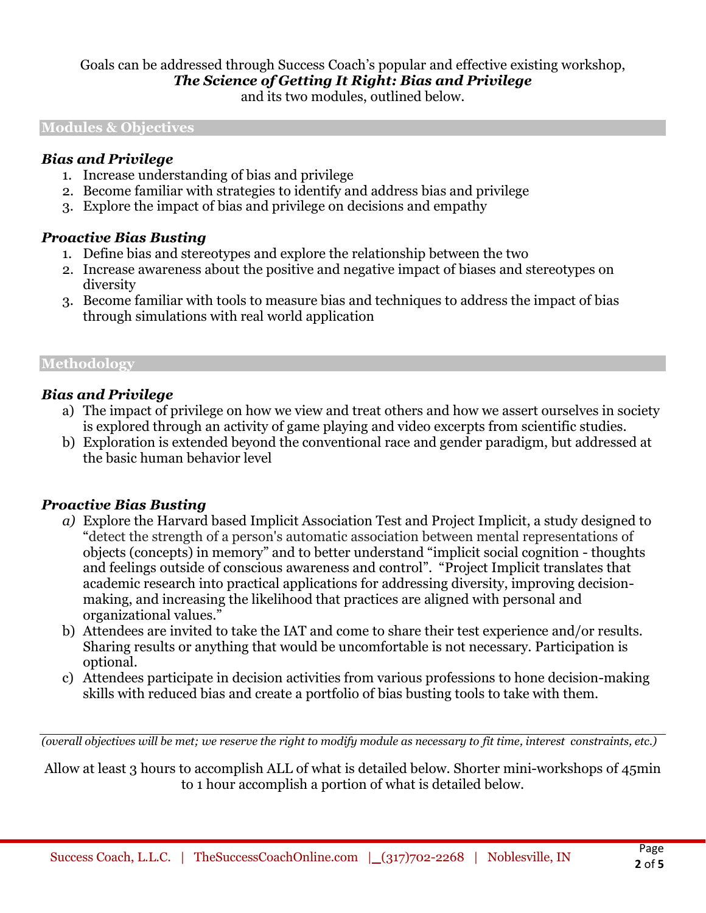Goals can be addressed through Success Coach's popular and effective existing workshop,
***The Science of Getting It Right: Bias and Privilege***
and its two modules, outlined below.

## Modules & Objectives

### *Bias and Privilege*

1. Increase understanding of bias and privilege
2. Become familiar with strategies to identify and address bias and privilege
3. Explore the impact of bias and privilege on decisions and empathy

### *Proactive Bias Busting*

1. Define bias and stereotypes and explore the relationship between the two
2. Increase awareness about the positive and negative impact of biases and stereotypes on diversity
3. Become familiar with tools to measure bias and techniques to address the impact of bias through simulations with real world application

## Methodology

### *Bias and Privilege*

a) The impact of privilege on how we view and treat others and how we assert ourselves in society is explored through an activity of game playing and video excerpts from scientific studies.

b) Exploration is extended beyond the conventional race and gender paradigm, but addressed at the basic human behavior level

### *Proactive Bias Busting*

*a)* Explore the Harvard based Implicit Association Test and Project Implicit, a study designed to "detect the strength of a person's automatic association between mental representations of objects (concepts) in memory" and to better understand "implicit social cognition - thoughts and feelings outside of conscious awareness and control". "Project Implicit translates that academic research into practical applications for addressing diversity, improving decision-making, and increasing the likelihood that practices are aligned with personal and organizational values."

b) Attendees are invited to take the IAT and come to share their test experience and/or results. Sharing results or anything that would be uncomfortable is not necessary. Participation is optional.

c) Attendees participate in decision activities from various professions to hone decision-making skills with reduced bias and create a portfolio of bias busting tools to take with them.

---

*(overall objectives will be met; we reserve the right to modify module as necessary to fit time, interest constraints, etc.)*

Allow at least 3 hours to accomplish ALL of what is detailed below. Shorter mini-workshops of 45min to 1 hour accomplish a portion of what is detailed below.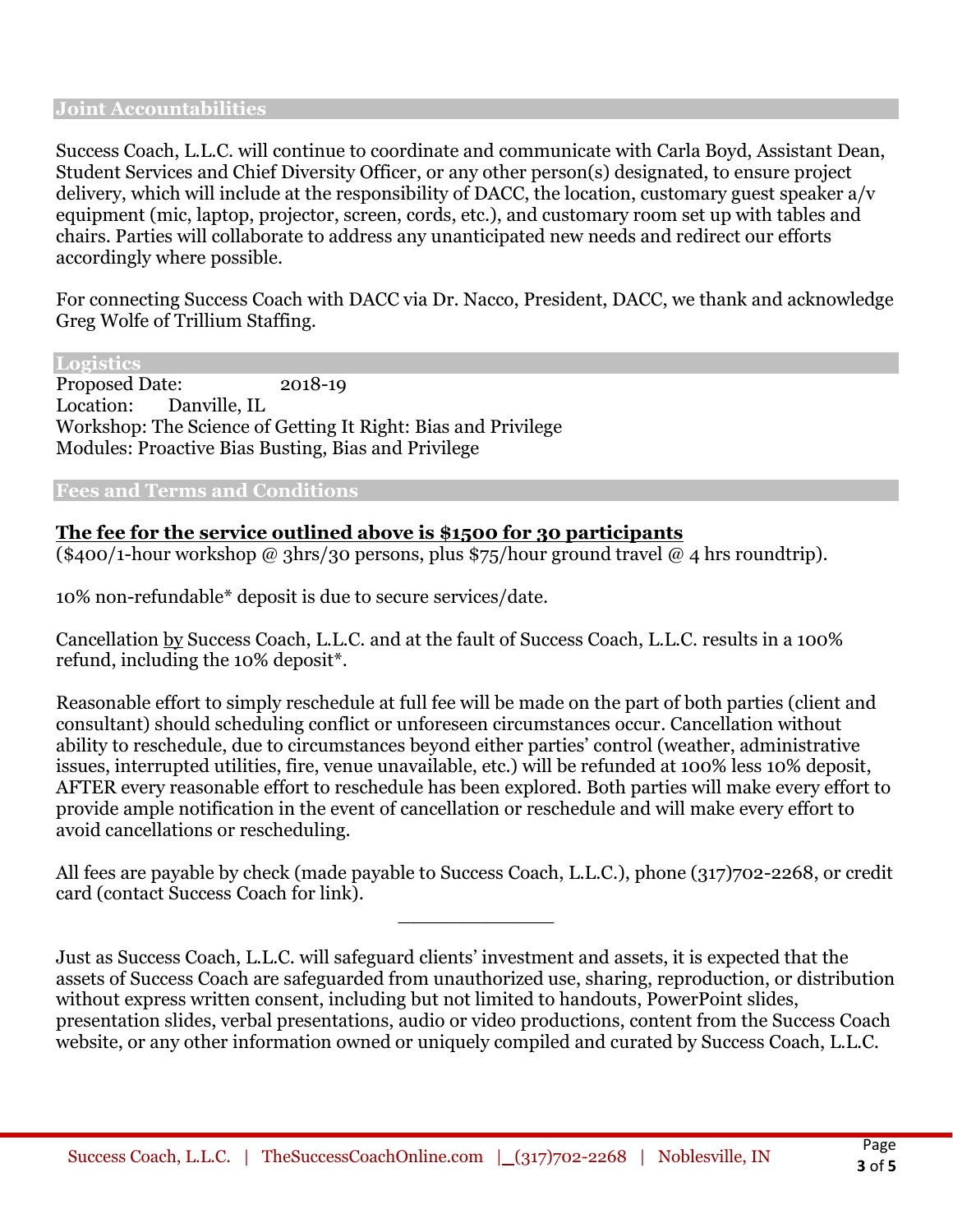## Joint Accountabilities

Success Coach, L.L.C. will continue to coordinate and communicate with Carla Boyd, Assistant Dean, Student Services and Chief Diversity Officer, or any other person(s) designated, to ensure project delivery, which will include at the responsibility of DACC, the location, customary guest speaker a/v equipment (mic, laptop, projector, screen, cords, etc.), and customary room set up with tables and chairs. Parties will collaborate to address any unanticipated new needs and redirect our efforts accordingly where possible.

For connecting Success Coach with DACC via Dr. Nacco, President, DACC, we thank and acknowledge Greg Wolfe of Trillium Staffing.

## Logistics

Proposed Date: 2018-19
Location: Danville, IL
Workshop: The Science of Getting It Right: Bias and Privilege
Modules: Proactive Bias Busting, Bias and Privilege

## Fees and Terms and Conditions

**The fee for the service outlined above is $1500 for 30 participants**
($400/1-hour workshop @ 3hrs/30 persons, plus $75/hour ground travel @ 4 hrs roundtrip).

10% non-refundable* deposit is due to secure services/date.

Cancellation by Success Coach, L.L.C. and at the fault of Success Coach, L.L.C. results in a 100% refund, including the 10% deposit*.

Reasonable effort to simply reschedule at full fee will be made on the part of both parties (client and consultant) should scheduling conflict or unforeseen circumstances occur. Cancellation without ability to reschedule, due to circumstances beyond either parties' control (weather, administrative issues, interrupted utilities, fire, venue unavailable, etc.) will be refunded at 100% less 10% deposit, AFTER every reasonable effort to reschedule has been explored. Both parties will make every effort to provide ample notification in the event of cancellation or reschedule and will make every effort to avoid cancellations or rescheduling.

All fees are payable by check (made payable to Success Coach, L.L.C.), phone (317)702-2268, or credit card (contact Success Coach for link).

---

Just as Success Coach, L.L.C. will safeguard clients' investment and assets, it is expected that the assets of Success Coach are safeguarded from unauthorized use, sharing, reproduction, or distribution without express written consent, including but not limited to handouts, PowerPoint slides, presentation slides, verbal presentations, audio or video productions, content from the Success Coach website, or any other information owned or uniquely compiled and curated by Success Coach, L.L.C.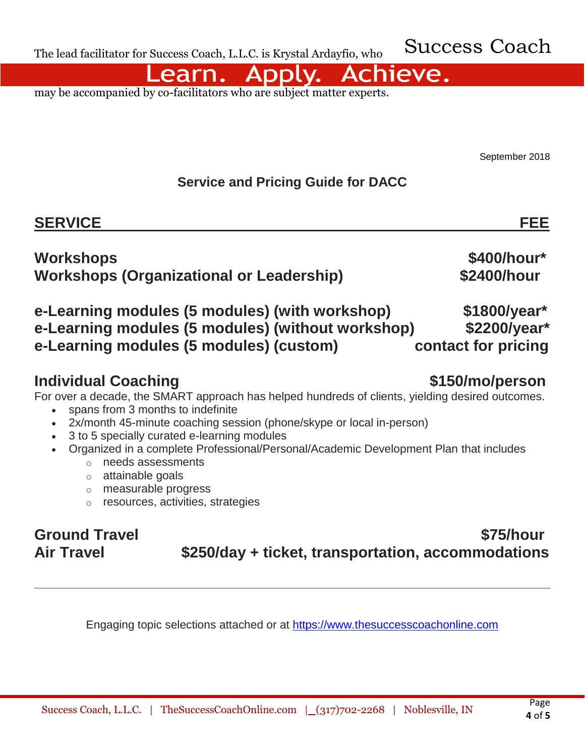The lead facilitator for Success Coach, L.L.C. is Krystal Ardayfio, who may be accompanied by co-facilitators who are subject matter experts.

September 2018

## Service and Pricing Guide for DACC

| SERVICE | FEE |
| --- | --- |
| **Workshops** | **$400/hour*** |
| **Workshops (Organizational or Leadership)** | **$2400/hour** |
| **e-Learning modules (5 modules) (with workshop)** | **$1800/year*** |
| **e-Learning modules (5 modules) (without workshop)** | **$2200/year*** |
| **e-Learning modules (5 modules) (custom)** | **contact for pricing** |
| **Individual Coaching** | **$150/mo/person** |

For over a decade, the SMART approach has helped hundreds of clients, yielding desired outcomes.

- spans from 3 months to indefinite
- 2x/month 45-minute coaching session (phone/skype or local in-person)
- 3 to 5 specially curated e-learning modules
- Organized in a complete Professional/Personal/Academic Development Plan that includes
  - needs assessments
  - attainable goals
  - measurable progress
  - resources, activities, strategies

| | |
| --- | --- |
| **Ground Travel** | **$75/hour** |
| **Air Travel** | **$250/day + ticket, transportation, accommodations** |

---

Engaging topic selections attached or at [https://www.thesuccesscoachonline.com](https://www.thesuccesscoachonline.com)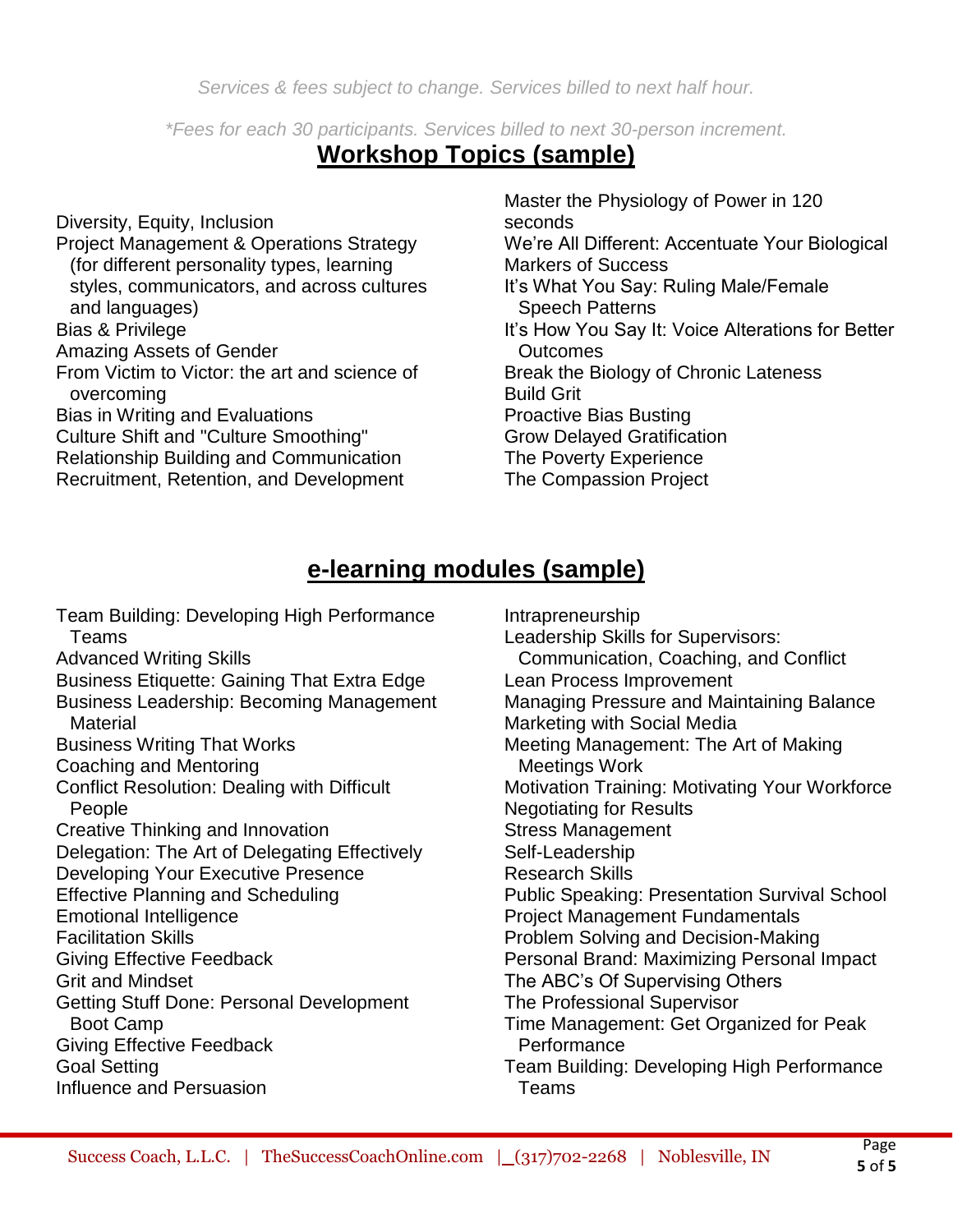*Services & fees subject to change. Services billed to next half hour.*

*\*Fees for each 30 participants. Services billed to next 30-person increment.*

## Workshop Topics (sample)

Diversity, Equity, Inclusion
Project Management & Operations Strategy (for different personality types, learning styles, communicators, and across cultures and languages)
Bias & Privilege
Amazing Assets of Gender
From Victim to Victor: the art and science of overcoming
Bias in Writing and Evaluations
Culture Shift and "Culture Smoothing"
Relationship Building and Communication
Recruitment, Retention, and Development
Master the Physiology of Power in 120 seconds
We're All Different: Accentuate Your Biological Markers of Success
It's What You Say: Ruling Male/Female Speech Patterns
It's How You Say It: Voice Alterations for Better Outcomes
Break the Biology of Chronic Lateness
Build Grit
Proactive Bias Busting
Grow Delayed Gratification
The Poverty Experience
The Compassion Project

## e-learning modules (sample)

Team Building: Developing High Performance Teams
Advanced Writing Skills
Business Etiquette: Gaining That Extra Edge
Business Leadership: Becoming Management Material
Business Writing That Works
Coaching and Mentoring
Conflict Resolution: Dealing with Difficult People
Creative Thinking and Innovation
Delegation: The Art of Delegating Effectively
Developing Your Executive Presence
Effective Planning and Scheduling
Emotional Intelligence
Facilitation Skills
Giving Effective Feedback
Grit and Mindset
Getting Stuff Done: Personal Development Boot Camp
Giving Effective Feedback
Goal Setting
Influence and Persuasion
Intrapreneurship
Leadership Skills for Supervisors: Communication, Coaching, and Conflict
Lean Process Improvement
Managing Pressure and Maintaining Balance
Marketing with Social Media
Meeting Management: The Art of Making Meetings Work
Motivation Training: Motivating Your Workforce
Negotiating for Results
Stress Management
Self-Leadership
Research Skills
Public Speaking: Presentation Survival School
Project Management Fundamentals
Problem Solving and Decision-Making
Personal Brand: Maximizing Personal Impact
The ABC's Of Supervising Others
The Professional Supervisor
Time Management: Get Organized for Peak Performance
Team Building: Developing High Performance Teams

Success Coach, L.L.C. | TheSuccessCoachOnline.com | (317)702-2268 | Noblesville, IN